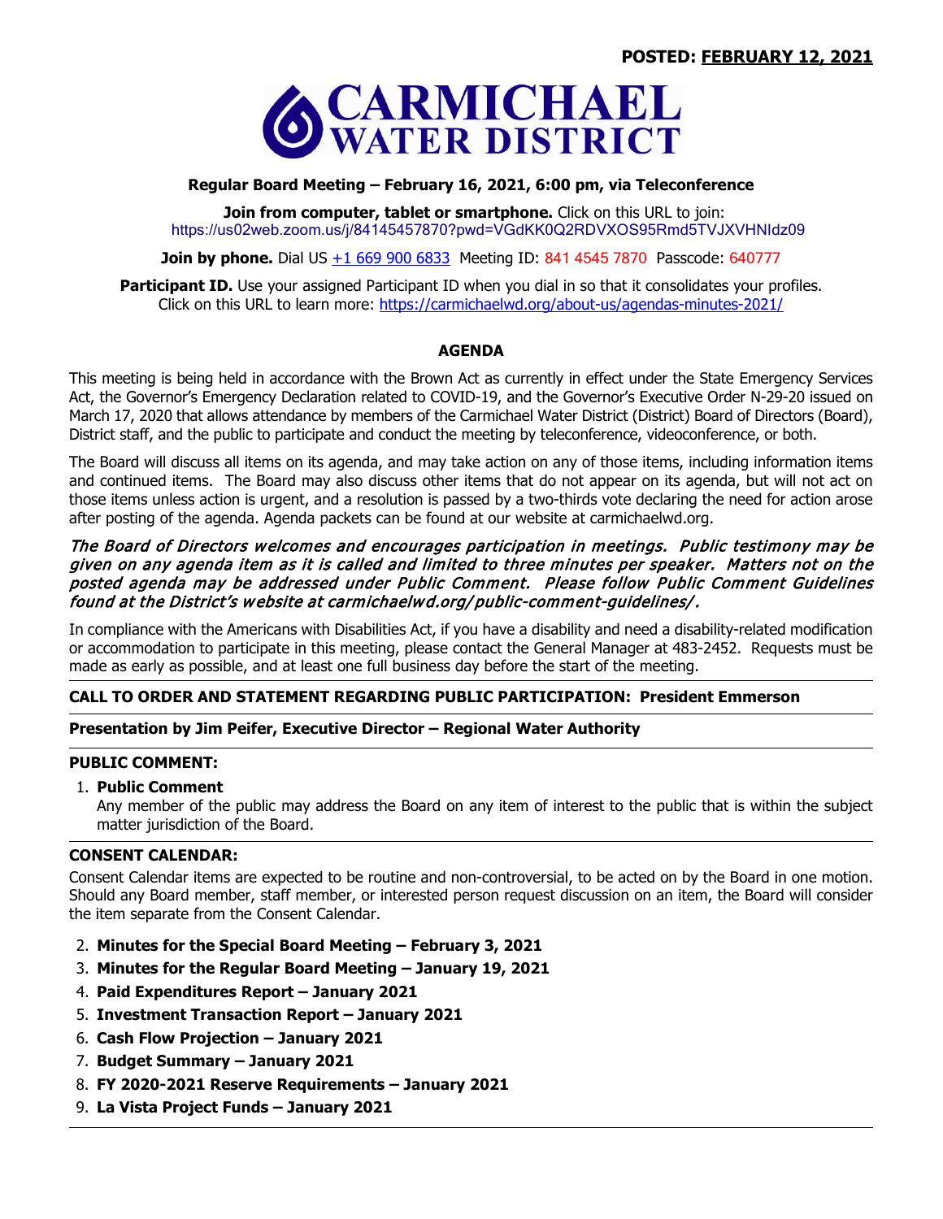**POSTED: FEBRUARY 12, 2021**

# CARMICHAEL WATER DISTRICT

**Regular Board Meeting – February 16, 2021, 6:00 pm, via Teleconference**

**Join from computer, tablet or smartphone.** Click on this URL to join:
https://us02web.zoom.us/j/84145457870?pwd=VGdKK0Q2RDVXOS95Rmd5TVJXVHNIdz09

**Join by phone.** Dial US +1 669 900 6833 Meeting ID: 841 4545 7870 Passcode: 640777

**Participant ID.** Use your assigned Participant ID when you dial in so that it consolidates your profiles. Click on this URL to learn more: https://carmichaelwd.org/about-us/agendas-minutes-2021/

## AGENDA

This meeting is being held in accordance with the Brown Act as currently in effect under the State Emergency Services Act, the Governor's Emergency Declaration related to COVID-19, and the Governor's Executive Order N-29-20 issued on March 17, 2020 that allows attendance by members of the Carmichael Water District (District) Board of Directors (Board), District staff, and the public to participate and conduct the meeting by teleconference, videoconference, or both.

The Board will discuss all items on its agenda, and may take action on any of those items, including information items and continued items. The Board may also discuss other items that do not appear on its agenda, but will not act on those items unless action is urgent, and a resolution is passed by a two-thirds vote declaring the need for action arose after posting of the agenda. Agenda packets can be found at our website at carmichaelwd.org.

*The Board of Directors welcomes and encourages participation in meetings. Public testimony may be given on any agenda item as it is called and limited to three minutes per speaker. Matters not on the posted agenda may be addressed under Public Comment. Please follow Public Comment Guidelines found at the District's website at carmichaelwd.org/public-comment-guidelines/.*

In compliance with the Americans with Disabilities Act, if you have a disability and need a disability-related modification or accommodation to participate in this meeting, please contact the General Manager at 483-2452. Requests must be made as early as possible, and at least one full business day before the start of the meeting.

**CALL TO ORDER AND STATEMENT REGARDING PUBLIC PARTICIPATION: President Emmerson**

**Presentation by Jim Peifer, Executive Director – Regional Water Authority**

**PUBLIC COMMENT:**

1. **Public Comment**
   Any member of the public may address the Board on any item of interest to the public that is within the subject matter jurisdiction of the Board.

**CONSENT CALENDAR:**

Consent Calendar items are expected to be routine and non-controversial, to be acted on by the Board in one motion. Should any Board member, staff member, or interested person request discussion on an item, the Board will consider the item separate from the Consent Calendar.

2. **Minutes for the Special Board Meeting – February 3, 2021**
3. **Minutes for the Regular Board Meeting – January 19, 2021**
4. **Paid Expenditures Report – January 2021**
5. **Investment Transaction Report – January 2021**
6. **Cash Flow Projection – January 2021**
7. **Budget Summary – January 2021**
8. **FY 2020-2021 Reserve Requirements – January 2021**
9. **La Vista Project Funds – January 2021**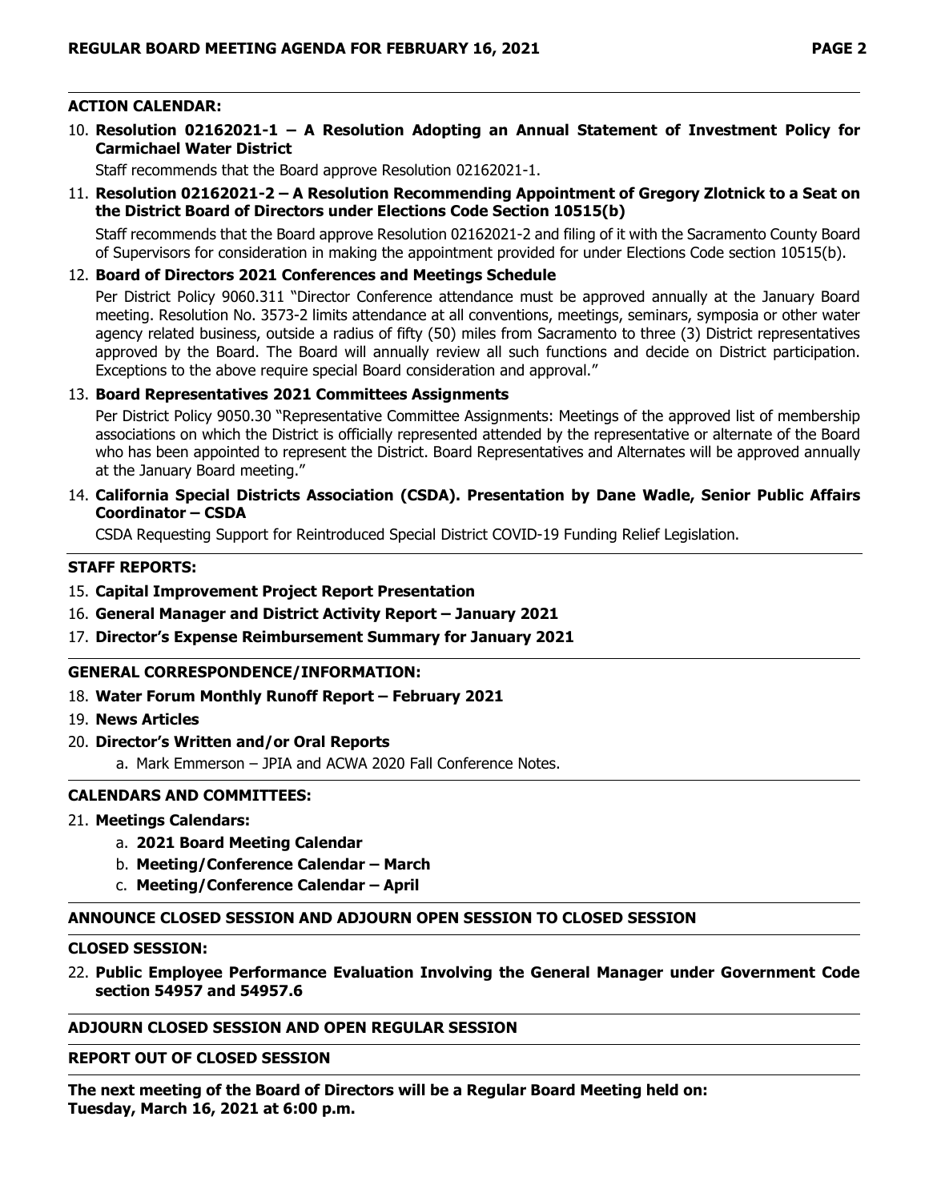## ACTION CALENDAR:

10. **Resolution 02162021-1 – A Resolution Adopting an Annual Statement of Investment Policy for Carmichael Water District**

    Staff recommends that the Board approve Resolution 02162021-1.

11. **Resolution 02162021-2 – A Resolution Recommending Appointment of Gregory Zlotnick to a Seat on the District Board of Directors under Elections Code Section 10515(b)**

    Staff recommends that the Board approve Resolution 02162021-2 and filing of it with the Sacramento County Board of Supervisors for consideration in making the appointment provided for under Elections Code section 10515(b).

12. **Board of Directors 2021 Conferences and Meetings Schedule**

    Per District Policy 9060.311 "Director Conference attendance must be approved annually at the January Board meeting. Resolution No. 3573-2 limits attendance at all conventions, meetings, seminars, symposia or other water agency related business, outside a radius of fifty (50) miles from Sacramento to three (3) District representatives approved by the Board. The Board will annually review all such functions and decide on District participation. Exceptions to the above require special Board consideration and approval."

13. **Board Representatives 2021 Committees Assignments**

    Per District Policy 9050.30 "Representative Committee Assignments: Meetings of the approved list of membership associations on which the District is officially represented attended by the representative or alternate of the Board who has been appointed to represent the District. Board Representatives and Alternates will be approved annually at the January Board meeting."

14. **California Special Districts Association (CSDA). Presentation by Dane Wadle, Senior Public Affairs Coordinator – CSDA**

    CSDA Requesting Support for Reintroduced Special District COVID-19 Funding Relief Legislation.

## STAFF REPORTS:

15. **Capital Improvement Project Report Presentation**
16. **General Manager and District Activity Report – January 2021**
17. **Director's Expense Reimbursement Summary for January 2021**

## GENERAL CORRESPONDENCE/INFORMATION:

18. **Water Forum Monthly Runoff Report – February 2021**
19. **News Articles**
20. **Director's Written and/or Oral Reports**
    a. Mark Emmerson – JPIA and ACWA 2020 Fall Conference Notes.

## CALENDARS AND COMMITTEES:

21. **Meetings Calendars:**
    a. **2021 Board Meeting Calendar**
    b. **Meeting/Conference Calendar – March**
    c. **Meeting/Conference Calendar – April**

## ANNOUNCE CLOSED SESSION AND ADJOURN OPEN SESSION TO CLOSED SESSION

## CLOSED SESSION:

22. **Public Employee Performance Evaluation Involving the General Manager under Government Code section 54957 and 54957.6**

## ADJOURN CLOSED SESSION AND OPEN REGULAR SESSION

## REPORT OUT OF CLOSED SESSION

**The next meeting of the Board of Directors will be a Regular Board Meeting held on:**
**Tuesday, March 16, 2021 at 6:00 p.m.**